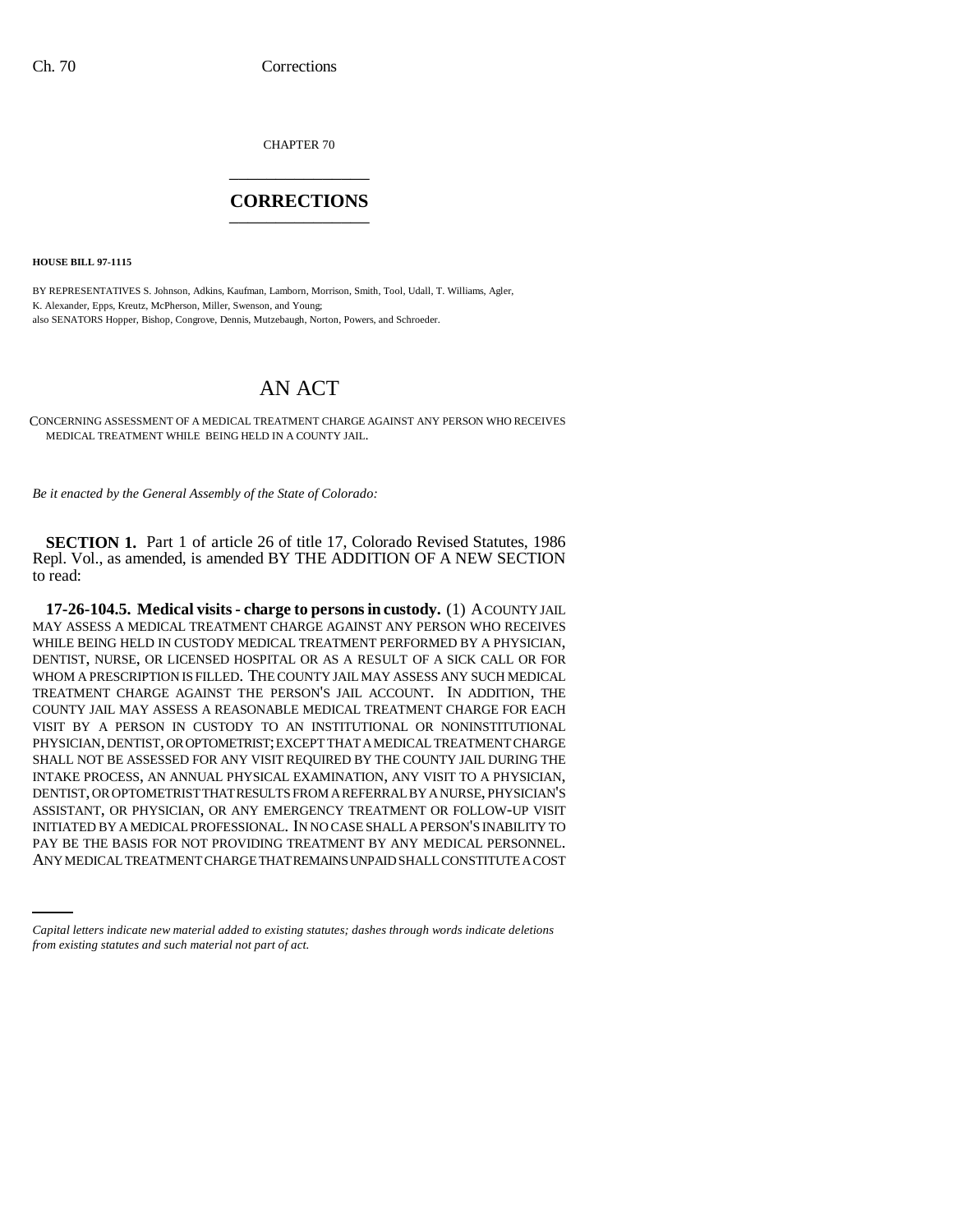CHAPTER 70

# CORRECTIONS

**HOUSE BILL 97-1115**

BY REPRESENTATIVES S. Johnson, Adkins, Kaufman, Lamborn, Morrison, Smith, Tool, Udall, T. Williams, Agler, K. Alexander, Epps, Kreutz, McPherson, Miller, Swenson, and Young;
also SENATORS Hopper, Bishop, Congrove, Dennis, Mutzebaugh, Norton, Powers, and Schroeder.

# AN ACT

CONCERNING ASSESSMENT OF A MEDICAL TREATMENT CHARGE AGAINST ANY PERSON WHO RECEIVES MEDICAL TREATMENT WHILE BEING HELD IN A COUNTY JAIL.

*Be it enacted by the General Assembly of the State of Colorado:*

**SECTION 1.** Part 1 of article 26 of title 17, Colorado Revised Statutes, 1986 Repl. Vol., as amended, is amended BY THE ADDITION OF A NEW SECTION to read:

**17-26-104.5. Medical visits - charge to persons in custody.** (1) A COUNTY JAIL MAY ASSESS A MEDICAL TREATMENT CHARGE AGAINST ANY PERSON WHO RECEIVES WHILE BEING HELD IN CUSTODY MEDICAL TREATMENT PERFORMED BY A PHYSICIAN, DENTIST, NURSE, OR LICENSED HOSPITAL OR AS A RESULT OF A SICK CALL OR FOR WHOM A PRESCRIPTION IS FILLED. THE COUNTY JAIL MAY ASSESS ANY SUCH MEDICAL TREATMENT CHARGE AGAINST THE PERSON'S JAIL ACCOUNT. IN ADDITION, THE COUNTY JAIL MAY ASSESS A REASONABLE MEDICAL TREATMENT CHARGE FOR EACH VISIT BY A PERSON IN CUSTODY TO AN INSTITUTIONAL OR NONINSTITUTIONAL PHYSICIAN, DENTIST, OR OPTOMETRIST; EXCEPT THAT A MEDICAL TREATMENT CHARGE SHALL NOT BE ASSESSED FOR ANY VISIT REQUIRED BY THE COUNTY JAIL DURING THE INTAKE PROCESS, AN ANNUAL PHYSICAL EXAMINATION, ANY VISIT TO A PHYSICIAN, DENTIST, OR OPTOMETRIST THAT RESULTS FROM A REFERRAL BY A NURSE, PHYSICIAN'S ASSISTANT, OR PHYSICIAN, OR ANY EMERGENCY TREATMENT OR FOLLOW-UP VISIT INITIATED BY A MEDICAL PROFESSIONAL. IN NO CASE SHALL A PERSON'S INABILITY TO PAY BE THE BASIS FOR NOT PROVIDING TREATMENT BY ANY MEDICAL PERSONNEL. ANY MEDICAL TREATMENT CHARGE THAT REMAINS UNPAID SHALL CONSTITUTE A COST

*Capital letters indicate new material added to existing statutes; dashes through words indicate deletions from existing statutes and such material not part of act.*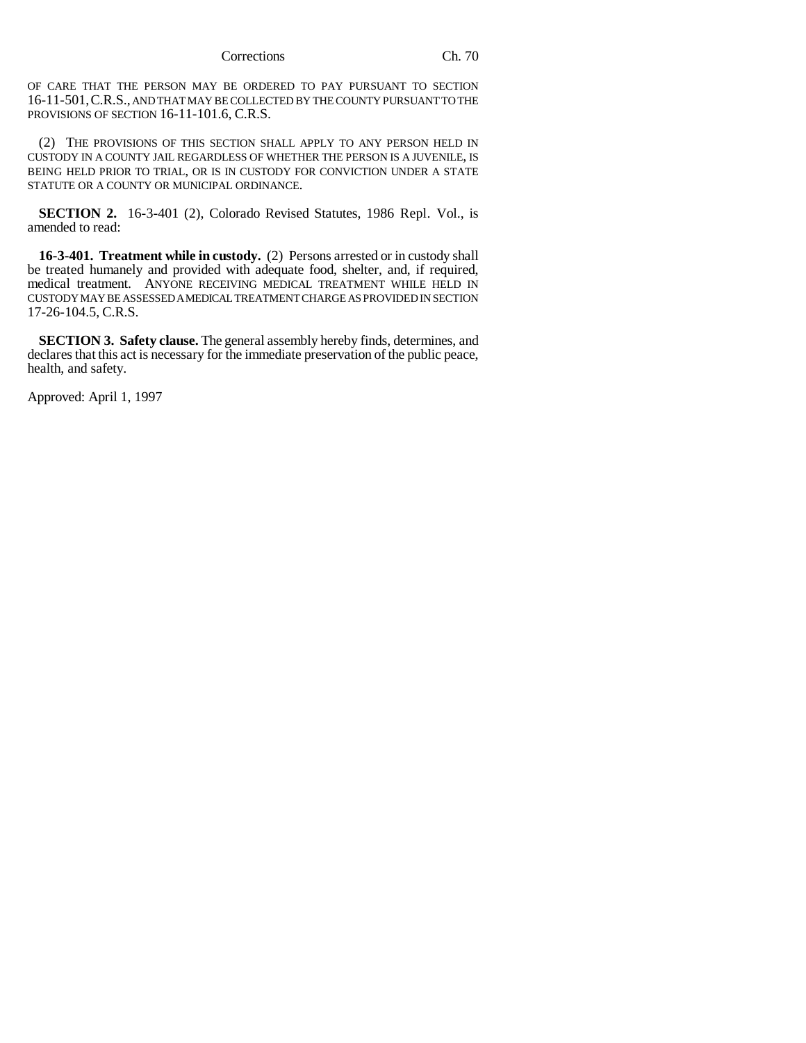OF CARE THAT THE PERSON MAY BE ORDERED TO PAY PURSUANT TO SECTION 16-11-501, C.R.S., AND THAT MAY BE COLLECTED BY THE COUNTY PURSUANT TO THE PROVISIONS OF SECTION 16-11-101.6, C.R.S.

(2) THE PROVISIONS OF THIS SECTION SHALL APPLY TO ANY PERSON HELD IN CUSTODY IN A COUNTY JAIL REGARDLESS OF WHETHER THE PERSON IS A JUVENILE, IS BEING HELD PRIOR TO TRIAL, OR IS IN CUSTODY FOR CONVICTION UNDER A STATE STATUTE OR A COUNTY OR MUNICIPAL ORDINANCE.

**SECTION 2.** 16-3-401 (2), Colorado Revised Statutes, 1986 Repl. Vol., is amended to read:

**16-3-401. Treatment while in custody.** (2) Persons arrested or in custody shall be treated humanely and provided with adequate food, shelter, and, if required, medical treatment. ANYONE RECEIVING MEDICAL TREATMENT WHILE HELD IN CUSTODY MAY BE ASSESSED A MEDICAL TREATMENT CHARGE AS PROVIDED IN SECTION 17-26-104.5, C.R.S.

**SECTION 3. Safety clause.** The general assembly hereby finds, determines, and declares that this act is necessary for the immediate preservation of the public peace, health, and safety.

Approved: April 1, 1997